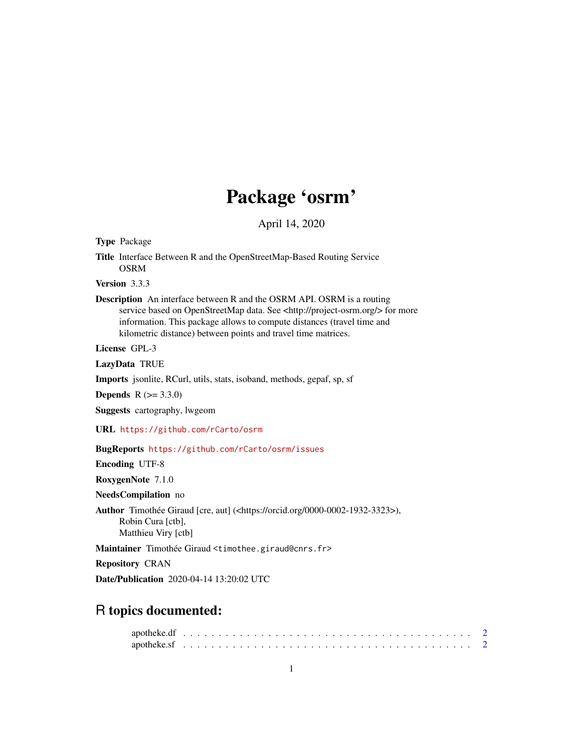# Package 'osrm'

April 14, 2020

**Type** Package

**Title** Interface Between R and the OpenStreetMap-Based Routing Service OSRM

**Version** 3.3.3

**Description** An interface between R and the OSRM API. OSRM is a routing service based on OpenStreetMap data. See <http://project-osrm.org/> for more information. This package allows to compute distances (travel time and kilometric distance) between points and travel time matrices.

**License** GPL-3

**LazyData** TRUE

**Imports** jsonlite, RCurl, utils, stats, isoband, methods, gepaf, sp, sf

**Depends** R (>= 3.3.0)

**Suggests** cartography, lwgeom

**URL** https://github.com/rCarto/osrm

**BugReports** https://github.com/rCarto/osrm/issues

**Encoding** UTF-8

**RoxygenNote** 7.1.0

**NeedsCompilation** no

**Author** Timothée Giraud [cre, aut] (<https://orcid.org/0000-0002-1932-3323>), Robin Cura [ctb], Matthieu Viry [ctb]

**Maintainer** Timothée Giraud <timothee.giraud@cnrs.fr>

**Repository** CRAN

**Date/Publication** 2020-04-14 13:20:02 UTC

## R topics documented:

- apotheke.df . . . . . . . . . . . . . . . . . . . . . . . . . . . . . . . . . . . . . . . . . 2
- apotheke.sf . . . . . . . . . . . . . . . . . . . . . . . . . . . . . . . . . . . . . . . . . 2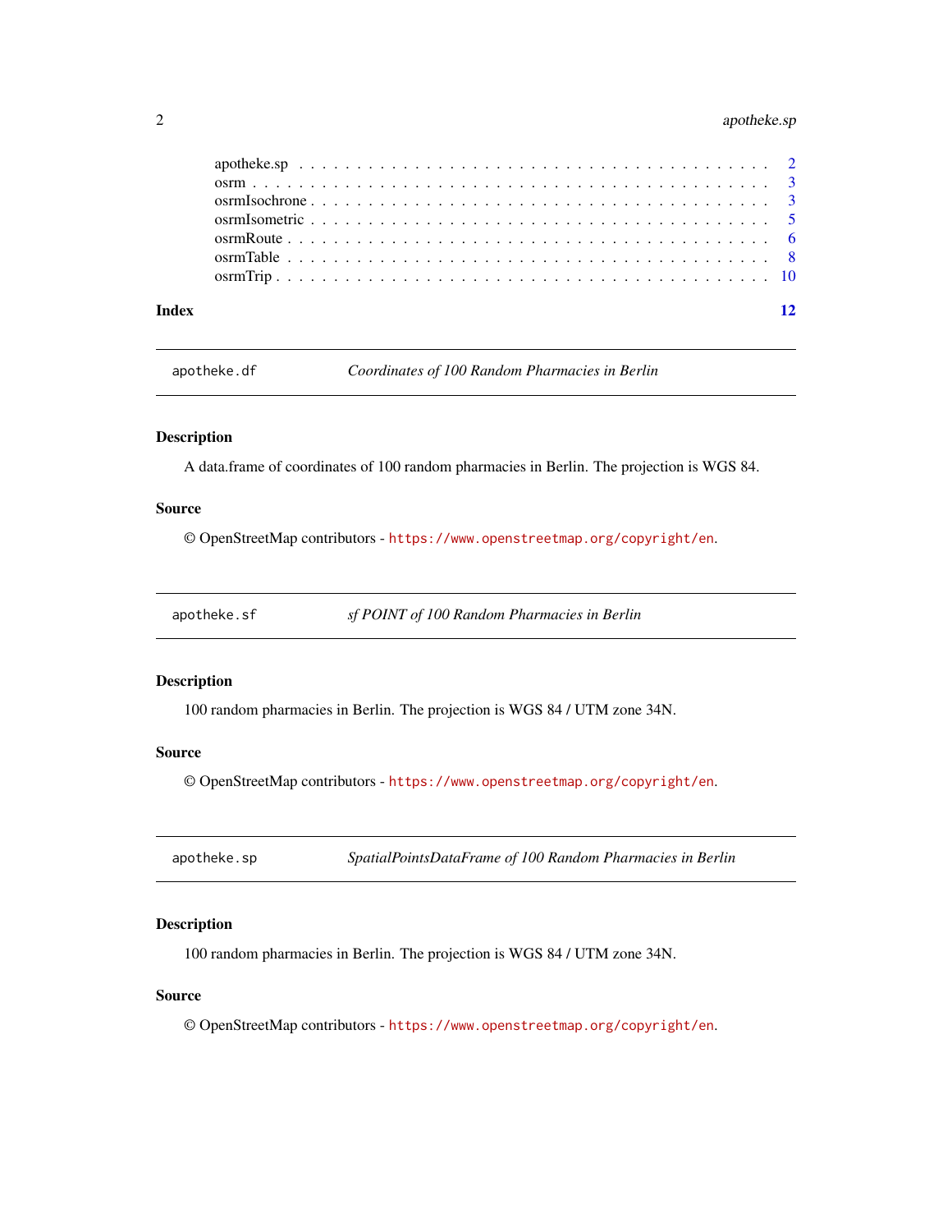| | |
|---|---|
| apotheke.sp | 2 |
| osrm | 3 |
| osrmIsochrone | 3 |
| osrmIsometric | 5 |
| osrmRoute | 6 |
| osrmTable | 8 |
| osrmTrip | 10 |

**Index** **12**

---

`apotheke.df` *Coordinates of 100 Random Pharmacies in Berlin*

---

### Description

A data.frame of coordinates of 100 random pharmacies in Berlin. The projection is WGS 84.

### Source

© OpenStreetMap contributors - https://www.openstreetmap.org/copyright/en.

---

`apotheke.sf` *sf POINT of 100 Random Pharmacies in Berlin*

---

### Description

100 random pharmacies in Berlin. The projection is WGS 84 / UTM zone 34N.

### Source

© OpenStreetMap contributors - https://www.openstreetmap.org/copyright/en.

---

`apotheke.sp` *SpatialPointsDataFrame of 100 Random Pharmacies in Berlin*

---

### Description

100 random pharmacies in Berlin. The projection is WGS 84 / UTM zone 34N.

### Source

© OpenStreetMap contributors - https://www.openstreetmap.org/copyright/en.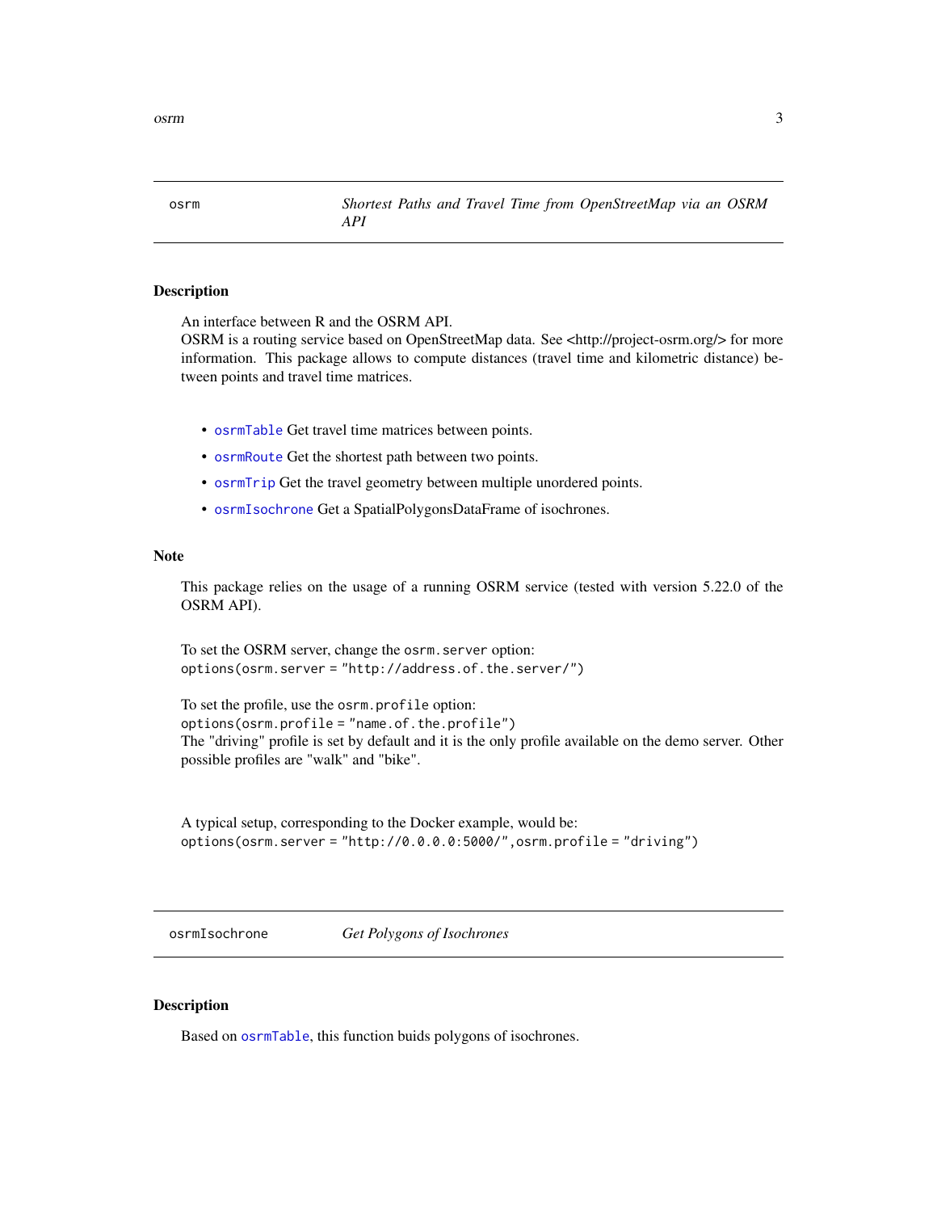## osrm — *Shortest Paths and Travel Time from OpenStreetMap via an OSRM API*

### Description

An interface between R and the OSRM API.
OSRM is a routing service based on OpenStreetMap data. See <http://project-osrm.org/> for more information. This package allows to compute distances (travel time and kilometric distance) between points and travel time matrices.

- `osrmTable` Get travel time matrices between points.
- `osrmRoute` Get the shortest path between two points.
- `osrmTrip` Get the travel geometry between multiple unordered points.
- `osrmIsochrone` Get a SpatialPolygonsDataFrame of isochrones.

### Note

This package relies on the usage of a running OSRM service (tested with version 5.22.0 of the OSRM API).

To set the OSRM server, change the `osrm.server` option:
`options(osrm.server = "http://address.of.the.server/")`

To set the profile, use the `osrm.profile` option:
`options(osrm.profile = "name.of.the.profile")`
The "driving" profile is set by default and it is the only profile available on the demo server. Other possible profiles are "walk" and "bike".

A typical setup, corresponding to the Docker example, would be:
`options(osrm.server = "http://0.0.0.0:5000/", osrm.profile = "driving")`

## osrmIsochrone — *Get Polygons of Isochrones*

### Description

Based on `osrmTable`, this function buids polygons of isochrones.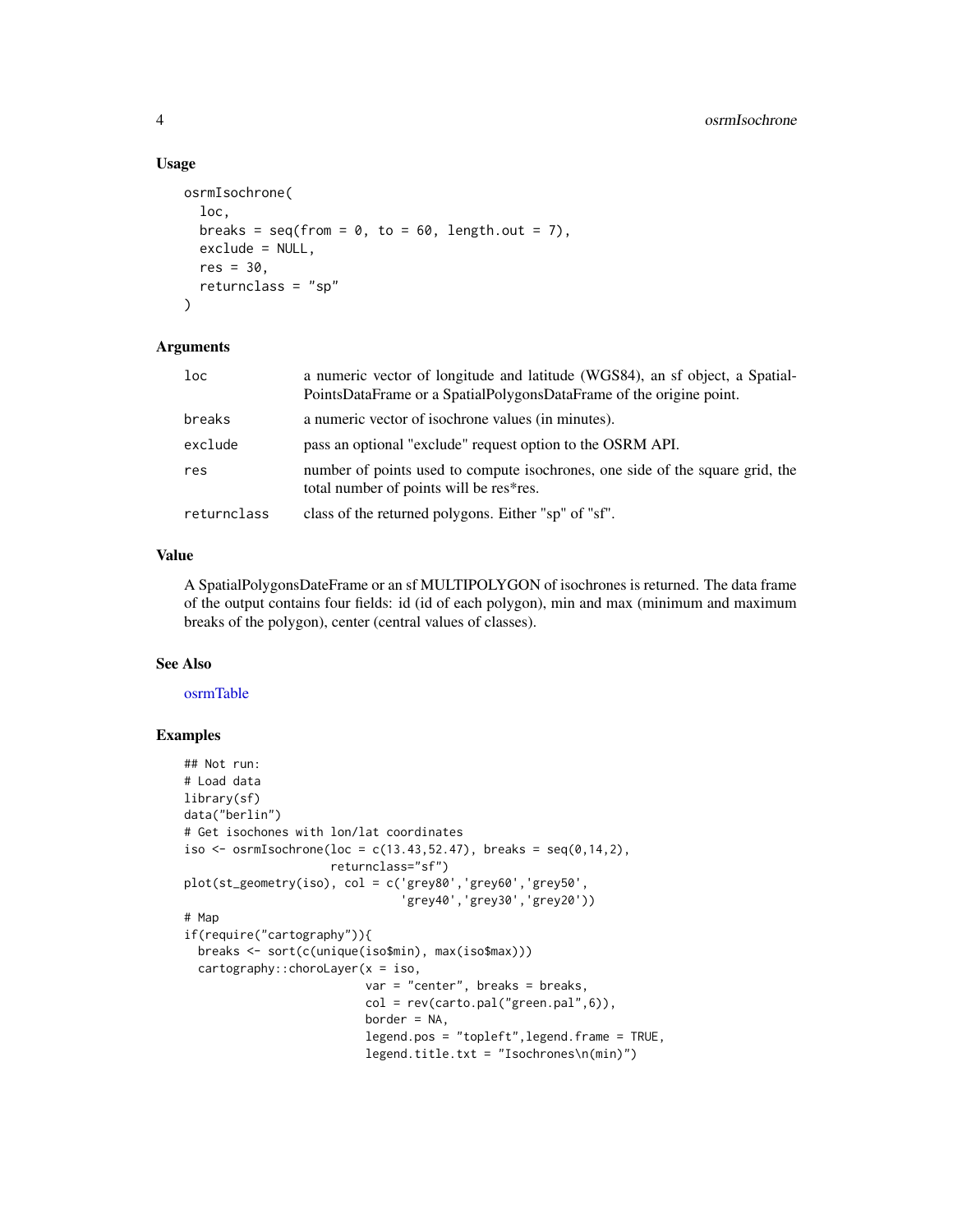## Usage

```
osrmIsochrone(
  loc,
  breaks = seq(from = 0, to = 60, length.out = 7),
  exclude = NULL,
  res = 30,
  returnclass = "sp"
)
```

## Arguments

| | |
|---|---|
| loc | a numeric vector of longitude and latitude (WGS84), an sf object, a SpatialPointsDataFrame or a SpatialPolygonsDataFrame of the origine point. |
| breaks | a numeric vector of isochrone values (in minutes). |
| exclude | pass an optional "exclude" request option to the OSRM API. |
| res | number of points used to compute isochrones, one side of the square grid, the total number of points will be res*res. |
| returnclass | class of the returned polygons. Either "sp" of "sf". |

## Value

A SpatialPolygonsDateFrame or an sf MULTIPOLYGON of isochrones is returned. The data frame of the output contains four fields: id (id of each polygon), min and max (minimum and maximum breaks of the polygon), center (central values of classes).

## See Also

osrmTable

## Examples

```
## Not run:
# Load data
library(sf)
data("berlin")
# Get isochones with lon/lat coordinates
iso <- osrmIsochrone(loc = c(13.43,52.47), breaks = seq(0,14,2),
                     returnclass="sf")
plot(st_geometry(iso), col = c('grey80','grey60','grey50',
                               'grey40','grey30','grey20'))
# Map
if(require("cartography")){
  breaks <- sort(c(unique(iso$min), max(iso$max)))
  cartography::choroLayer(x = iso,
                          var = "center", breaks = breaks,
                          col = rev(carto.pal("green.pal",6)),
                          border = NA,
                          legend.pos = "topleft",legend.frame = TRUE,
                          legend.title.txt = "Isochrones\n(min)")
```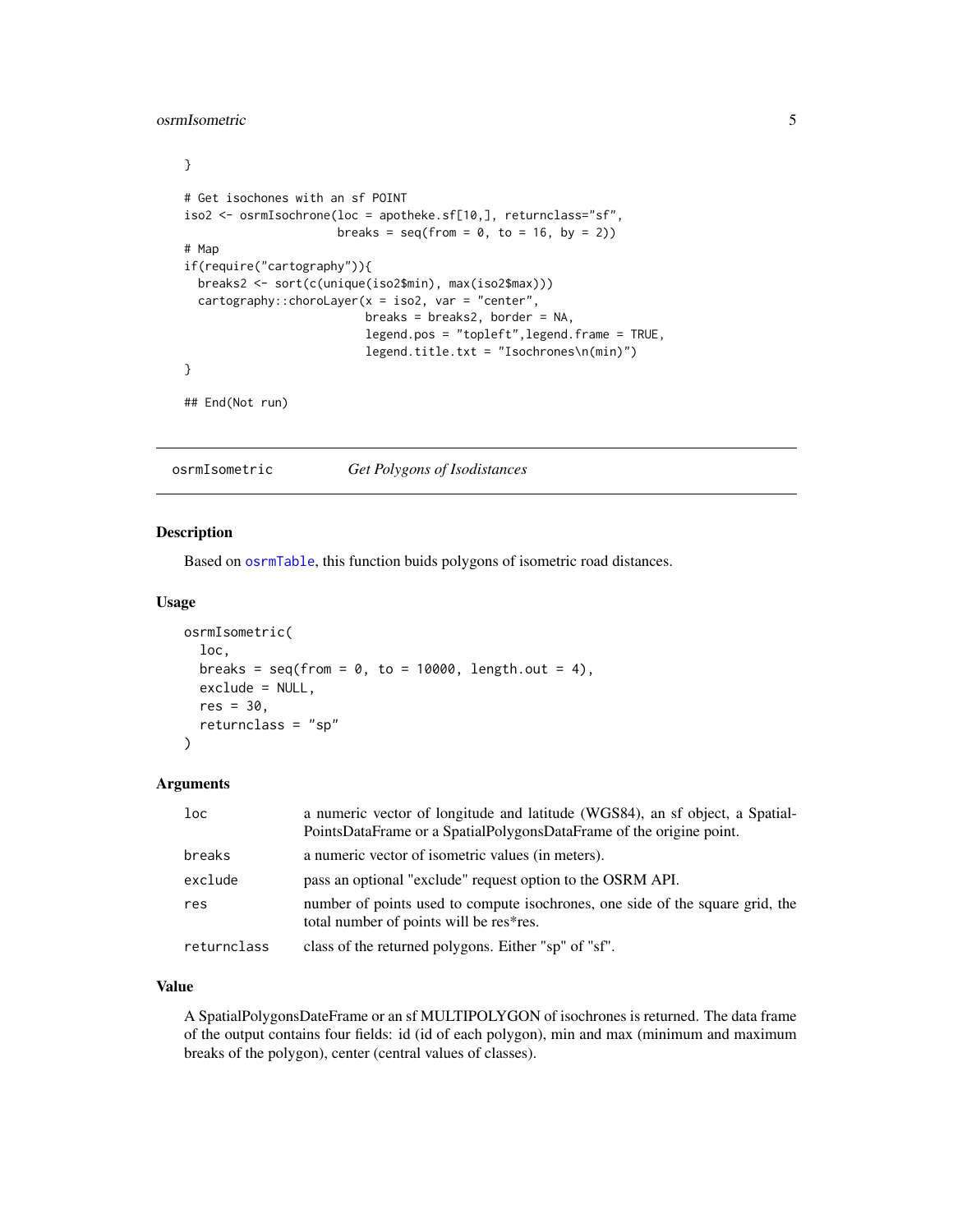```
}

# Get isochones with an sf POINT
iso2 <- osrmIsochrone(loc = apotheke.sf[10,], returnclass="sf",
                      breaks = seq(from = 0, to = 16, by = 2))
# Map
if(require("cartography")){
  breaks2 <- sort(c(unique(iso2$min), max(iso2$max)))
  cartography::choroLayer(x = iso2, var = "center",
                          breaks = breaks2, border = NA,
                          legend.pos = "topleft",legend.frame = TRUE,
                          legend.title.txt = "Isochrones\n(min)")
}

## End(Not run)
```

## osrmIsometric *Get Polygons of Isodistances*

### Description

Based on osrmTable, this function buids polygons of isometric road distances.

### Usage

```
osrmIsometric(
  loc,
  breaks = seq(from = 0, to = 10000, length.out = 4),
  exclude = NULL,
  res = 30,
  returnclass = "sp"
)
```

### Arguments

| | |
|---|---|
| loc | a numeric vector of longitude and latitude (WGS84), an sf object, a SpatialPointsDataFrame or a SpatialPolygonsDataFrame of the origine point. |
| breaks | a numeric vector of isometric values (in meters). |
| exclude | pass an optional "exclude" request option to the OSRM API. |
| res | number of points used to compute isochrones, one side of the square grid, the total number of points will be res*res. |
| returnclass | class of the returned polygons. Either "sp" of "sf". |

### Value

A SpatialPolygonsDateFrame or an sf MULTIPOLYGON of isochrones is returned. The data frame of the output contains four fields: id (id of each polygon), min and max (minimum and maximum breaks of the polygon), center (central values of classes).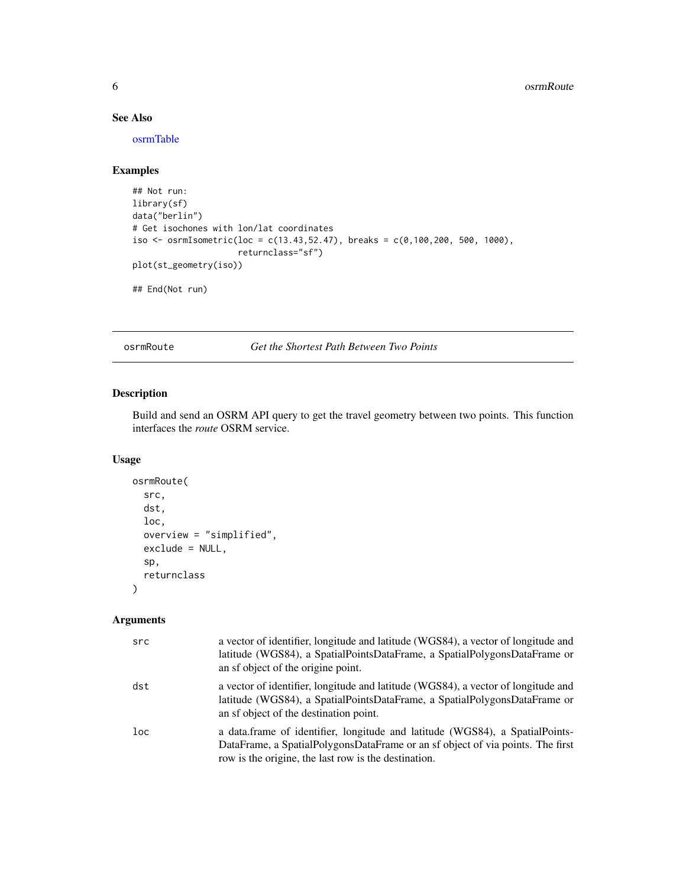### See Also

osrmTable

### Examples

```
## Not run:
library(sf)
data("berlin")
# Get isochones with lon/lat coordinates
iso <- osrmIsometric(loc = c(13.43,52.47), breaks = c(0,100,200, 500, 1000),
                     returnclass="sf")
plot(st_geometry(iso))

## End(Not run)
```

---

## osrmRoute — *Get the Shortest Path Between Two Points*

---

### Description

Build and send an OSRM API query to get the travel geometry between two points. This function interfaces the *route* OSRM service.

### Usage

```
osrmRoute(
  src,
  dst,
  loc,
  overview = "simplified",
  exclude = NULL,
  sp,
  returnclass
)
```

### Arguments

| | |
|---|---|
| `src` | a vector of identifier, longitude and latitude (WGS84), a vector of longitude and latitude (WGS84), a SpatialPointsDataFrame, a SpatialPolygonsDataFrame or an sf object of the origine point. |
| `dst` | a vector of identifier, longitude and latitude (WGS84), a vector of longitude and latitude (WGS84), a SpatialPointsDataFrame, a SpatialPolygonsDataFrame or an sf object of the destination point. |
| `loc` | a data.frame of identifier, longitude and latitude (WGS84), a SpatialPointsDataFrame, a SpatialPolygonsDataFrame or an sf object of via points. The first row is the origine, the last row is the destination. |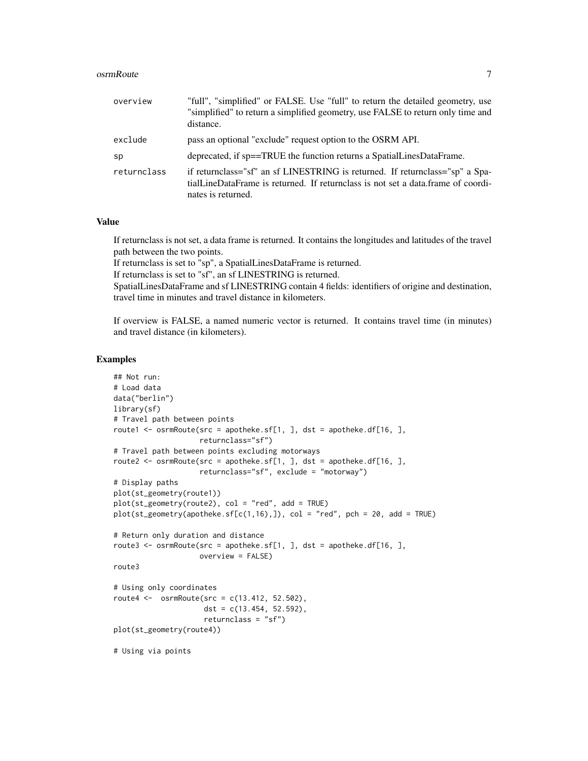| | |
|---|---|
| overview | "full", "simplified" or FALSE. Use "full" to return the detailed geometry, use "simplified" to return a simplified geometry, use FALSE to return only time and distance. |
| exclude | pass an optional "exclude" request option to the OSRM API. |
| sp | deprecated, if sp==TRUE the function returns a SpatialLinesDataFrame. |
| returnclass | if returnclass="sf" an sf LINESTRING is returned. If returnclass="sp" a SpatialLineDataFrame is returned. If returnclass is not set a data.frame of coordinates is returned. |

### Value

If returnclass is not set, a data frame is returned. It contains the longitudes and latitudes of the travel path between the two points.
If returnclass is set to "sp", a SpatialLinesDataFrame is returned.
If returnclass is set to "sf", an sf LINESTRING is returned.
SpatialLinesDataFrame and sf LINESTRING contain 4 fields: identifiers of origine and destination, travel time in minutes and travel distance in kilometers.

If overview is FALSE, a named numeric vector is returned. It contains travel time (in minutes) and travel distance (in kilometers).

### Examples

```
## Not run:
# Load data
data("berlin")
library(sf)
# Travel path between points
route1 <- osrmRoute(src = apotheke.sf[1, ], dst = apotheke.df[16, ],
                    returnclass="sf")
# Travel path between points excluding motorways
route2 <- osrmRoute(src = apotheke.sf[1, ], dst = apotheke.df[16, ],
                    returnclass="sf", exclude = "motorway")
# Display paths
plot(st_geometry(route1))
plot(st_geometry(route2), col = "red", add = TRUE)
plot(st_geometry(apotheke.sf[c(1,16),]), col = "red", pch = 20, add = TRUE)

# Return only duration and distance
route3 <- osrmRoute(src = apotheke.sf[1, ], dst = apotheke.df[16, ],
                    overview = FALSE)
route3

# Using only coordinates
route4 <-  osrmRoute(src = c(13.412, 52.502),
                     dst = c(13.454, 52.592),
                     returnclass = "sf")
plot(st_geometry(route4))

# Using via points
```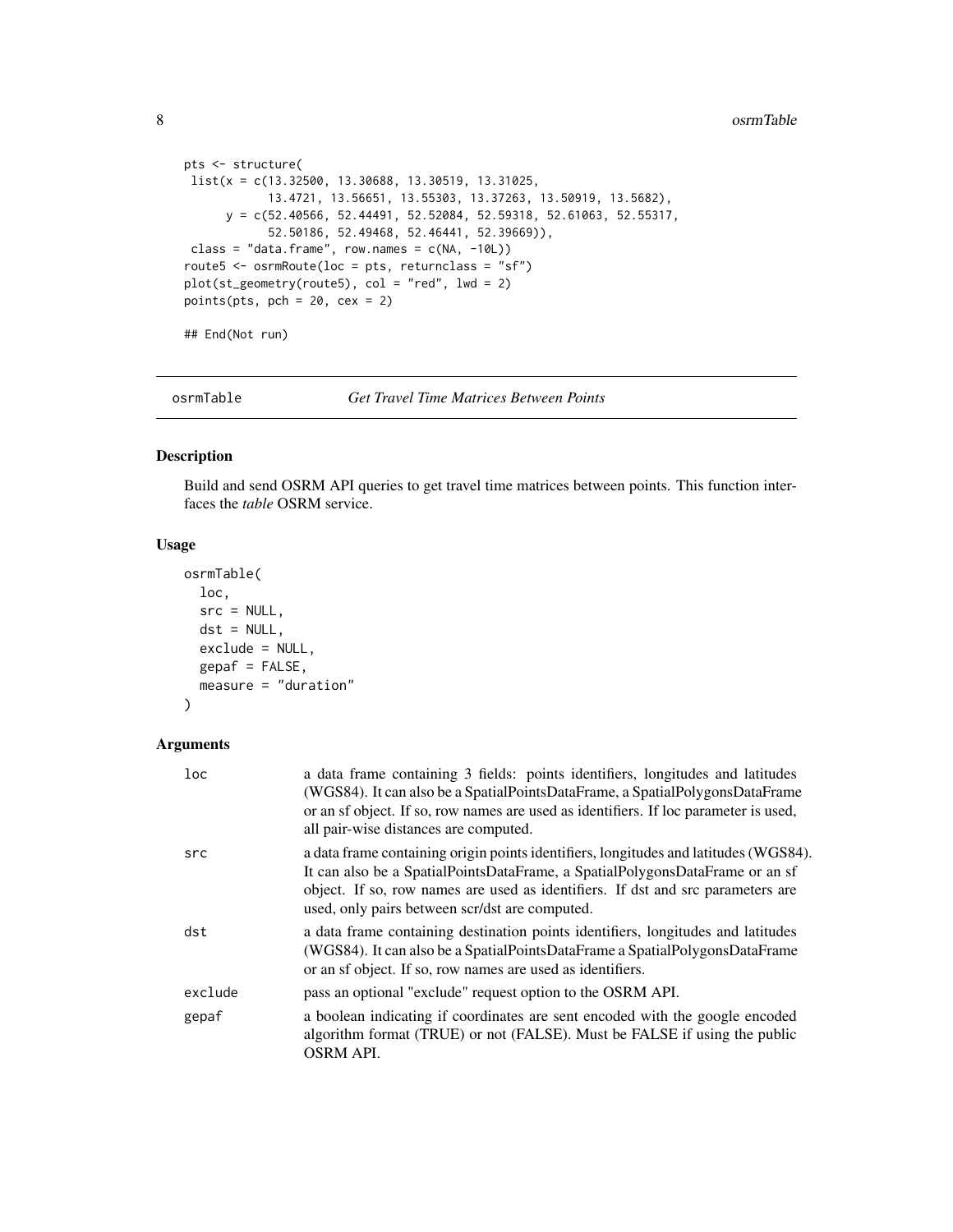```
pts <- structure(
 list(x = c(13.32500, 13.30688, 13.30519, 13.31025,
            13.4721, 13.56651, 13.55303, 13.37263, 13.50919, 13.5682),
      y = c(52.40566, 52.44491, 52.52084, 52.59318, 52.61063, 52.55317,
            52.50186, 52.49468, 52.46441, 52.39669)),
 class = "data.frame", row.names = c(NA, -10L))
route5 <- osrmRoute(loc = pts, returnclass = "sf")
plot(st_geometry(route5), col = "red", lwd = 2)
points(pts, pch = 20, cex = 2)

## End(Not run)
```

## osrmTable — *Get Travel Time Matrices Between Points*

### Description

Build and send OSRM API queries to get travel time matrices between points. This function interfaces the *table* OSRM service.

### Usage

```
osrmTable(
  loc,
  src = NULL,
  dst = NULL,
  exclude = NULL,
  gepaf = FALSE,
  measure = "duration"
)
```

### Arguments

| | |
|---|---|
| `loc` | a data frame containing 3 fields: points identifiers, longitudes and latitudes (WGS84). It can also be a SpatialPointsDataFrame, a SpatialPolygonsDataFrame or an sf object. If so, row names are used as identifiers. If loc parameter is used, all pair-wise distances are computed. |
| `src` | a data frame containing origin points identifiers, longitudes and latitudes (WGS84). It can also be a SpatialPointsDataFrame, a SpatialPolygonsDataFrame or an sf object. If so, row names are used as identifiers. If dst and src parameters are used, only pairs between scr/dst are computed. |
| `dst` | a data frame containing destination points identifiers, longitudes and latitudes (WGS84). It can also be a SpatialPointsDataFrame a SpatialPolygonsDataFrame or an sf object. If so, row names are used as identifiers. |
| `exclude` | pass an optional "exclude" request option to the OSRM API. |
| `gepaf` | a boolean indicating if coordinates are sent encoded with the google encoded algorithm format (TRUE) or not (FALSE). Must be FALSE if using the public OSRM API. |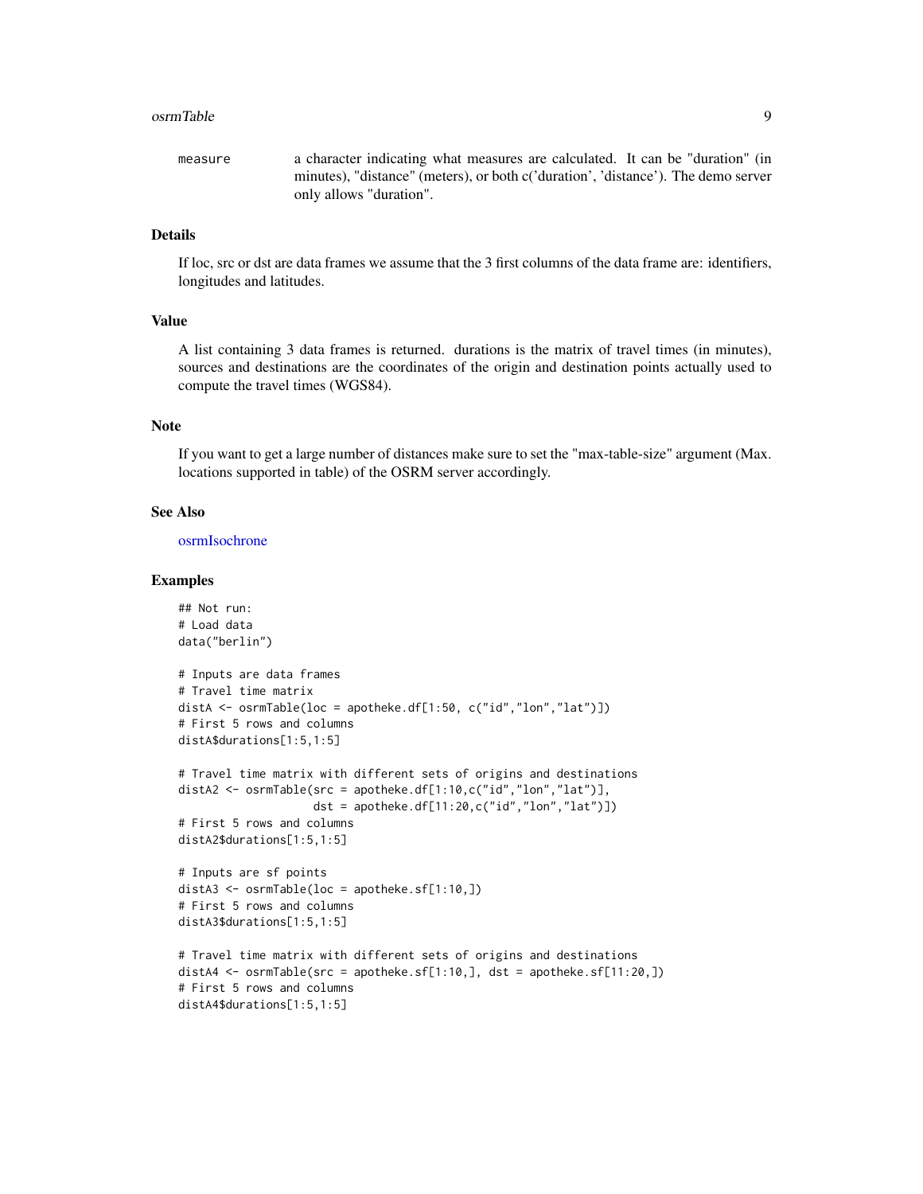| | |
|---|---|
| measure | a character indicating what measures are calculated. It can be "duration" (in minutes), "distance" (meters), or both c('duration', 'distance'). The demo server only allows "duration". |

## Details

If loc, src or dst are data frames we assume that the 3 first columns of the data frame are: identifiers, longitudes and latitudes.

## Value

A list containing 3 data frames is returned. durations is the matrix of travel times (in minutes), sources and destinations are the coordinates of the origin and destination points actually used to compute the travel times (WGS84).

## Note

If you want to get a large number of distances make sure to set the "max-table-size" argument (Max. locations supported in table) of the OSRM server accordingly.

## See Also

osrmIsochrone

## Examples

```
## Not run:
# Load data
data("berlin")

# Inputs are data frames
# Travel time matrix
distA <- osrmTable(loc = apotheke.df[1:50, c("id","lon","lat")])
# First 5 rows and columns
distA$durations[1:5,1:5]

# Travel time matrix with different sets of origins and destinations
distA2 <- osrmTable(src = apotheke.df[1:10,c("id","lon","lat")],
                    dst = apotheke.df[11:20,c("id","lon","lat")])
# First 5 rows and columns
distA2$durations[1:5,1:5]

# Inputs are sf points
distA3 <- osrmTable(loc = apotheke.sf[1:10,])
# First 5 rows and columns
distA3$durations[1:5,1:5]

# Travel time matrix with different sets of origins and destinations
distA4 <- osrmTable(src = apotheke.sf[1:10,], dst = apotheke.sf[11:20,])
# First 5 rows and columns
distA4$durations[1:5,1:5]
```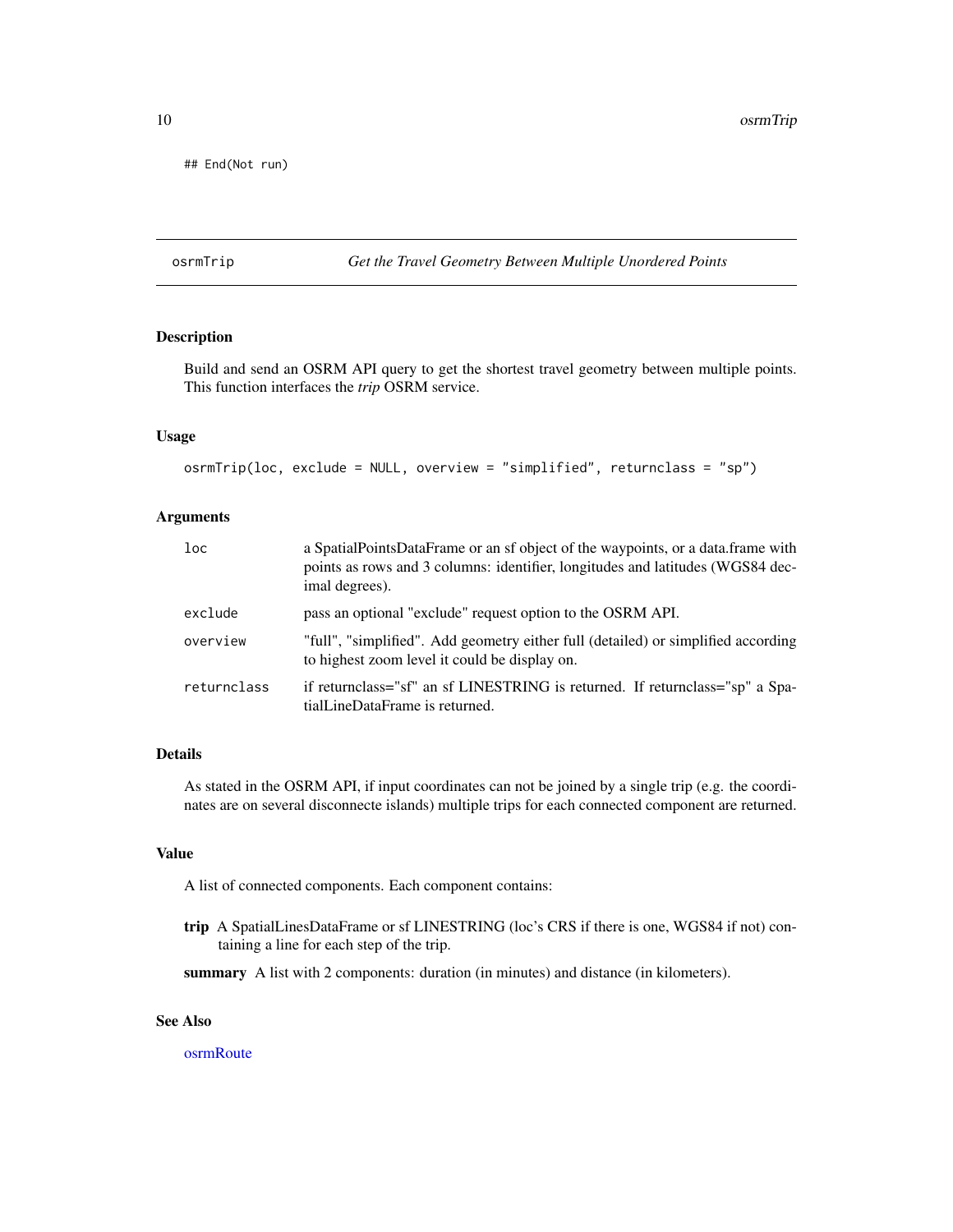```
## End(Not run)
```

## osrmTrip — *Get the Travel Geometry Between Multiple Unordered Points*

### Description

Build and send an OSRM API query to get the shortest travel geometry between multiple points. This function interfaces the *trip* OSRM service.

### Usage

```
osrmTrip(loc, exclude = NULL, overview = "simplified", returnclass = "sp")
```

### Arguments

| | |
|---|---|
| `loc` | a SpatialPointsDataFrame or an sf object of the waypoints, or a data.frame with points as rows and 3 columns: identifier, longitudes and latitudes (WGS84 decimal degrees). |
| `exclude` | pass an optional "exclude" request option to the OSRM API. |
| `overview` | "full", "simplified". Add geometry either full (detailed) or simplified according to highest zoom level it could be display on. |
| `returnclass` | if returnclass="sf" an sf LINESTRING is returned. If returnclass="sp" a SpatialLineDataFrame is returned. |

### Details

As stated in the OSRM API, if input coordinates can not be joined by a single trip (e.g. the coordinates are on several disconnecte islands) multiple trips for each connected component are returned.

### Value

A list of connected components. Each component contains:

**trip** A SpatialLinesDataFrame or sf LINESTRING (loc's CRS if there is one, WGS84 if not) containing a line for each step of the trip.

**summary** A list with 2 components: duration (in minutes) and distance (in kilometers).

### See Also

osrmRoute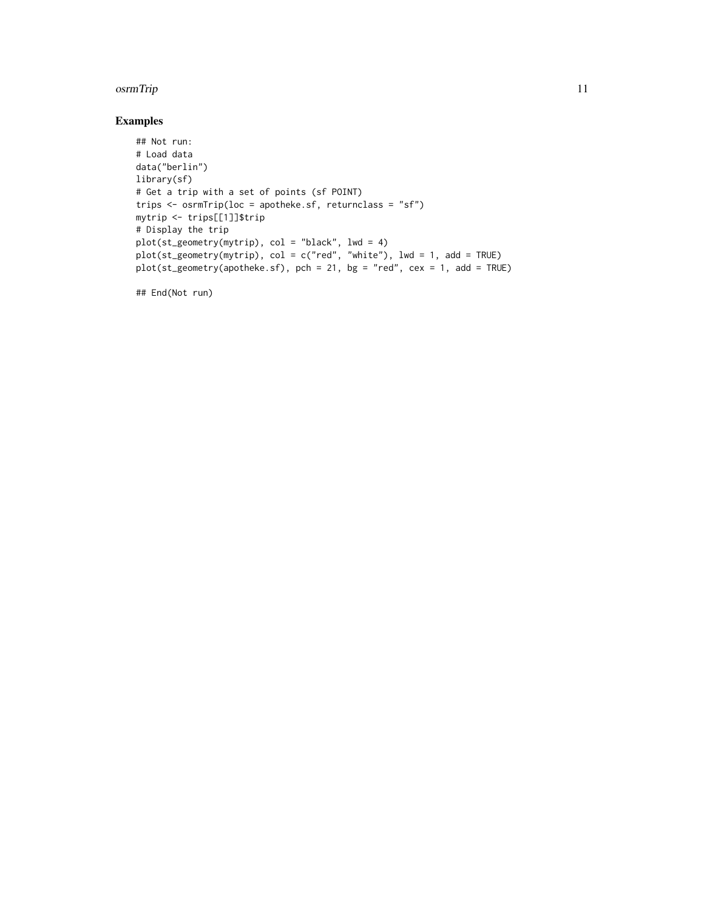## Examples

```
## Not run:
# Load data
data("berlin")
library(sf)
# Get a trip with a set of points (sf POINT)
trips <- osrmTrip(loc = apotheke.sf, returnclass = "sf")
mytrip <- trips[[1]]$trip
# Display the trip
plot(st_geometry(mytrip), col = "black", lwd = 4)
plot(st_geometry(mytrip), col = c("red", "white"), lwd = 1, add = TRUE)
plot(st_geometry(apotheke.sf), pch = 21, bg = "red", cex = 1, add = TRUE)

## End(Not run)
```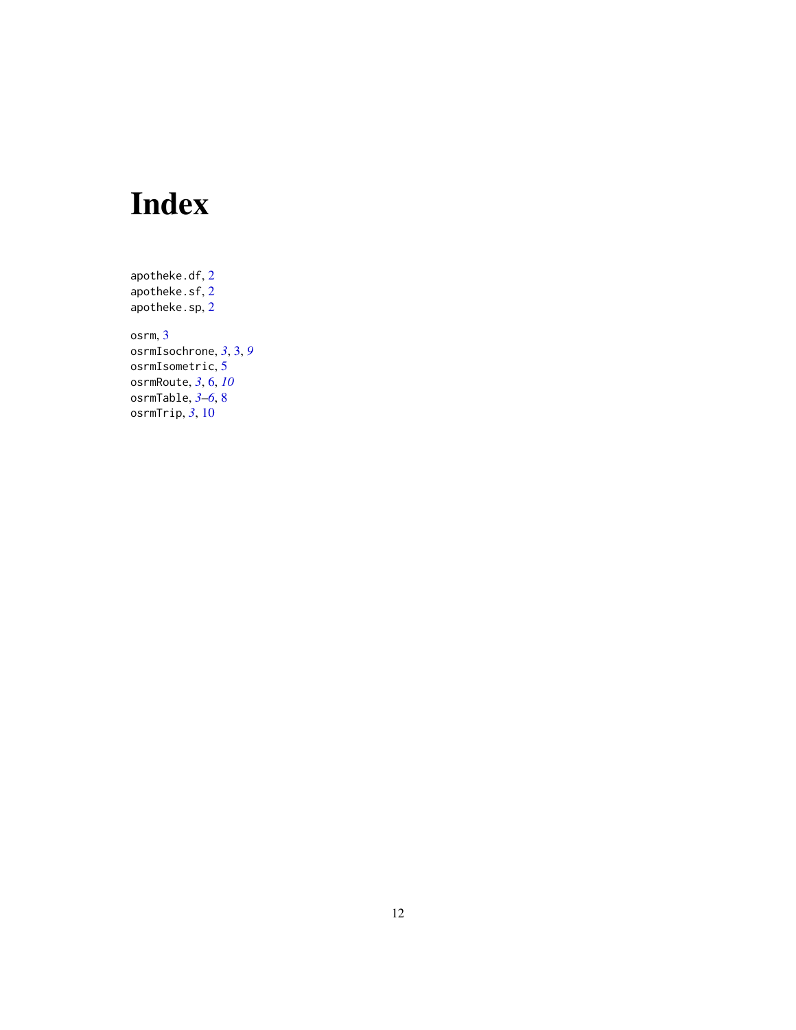# Index

apotheke.df, 2
apotheke.sf, 2
apotheke.sp, 2

osrm, 3
osrmIsochrone, *3*, 3, *9*
osrmIsometric, 5
osrmRoute, *3*, 6, *10*
osrmTable, *3–6*, 8
osrmTrip, *3*, 10